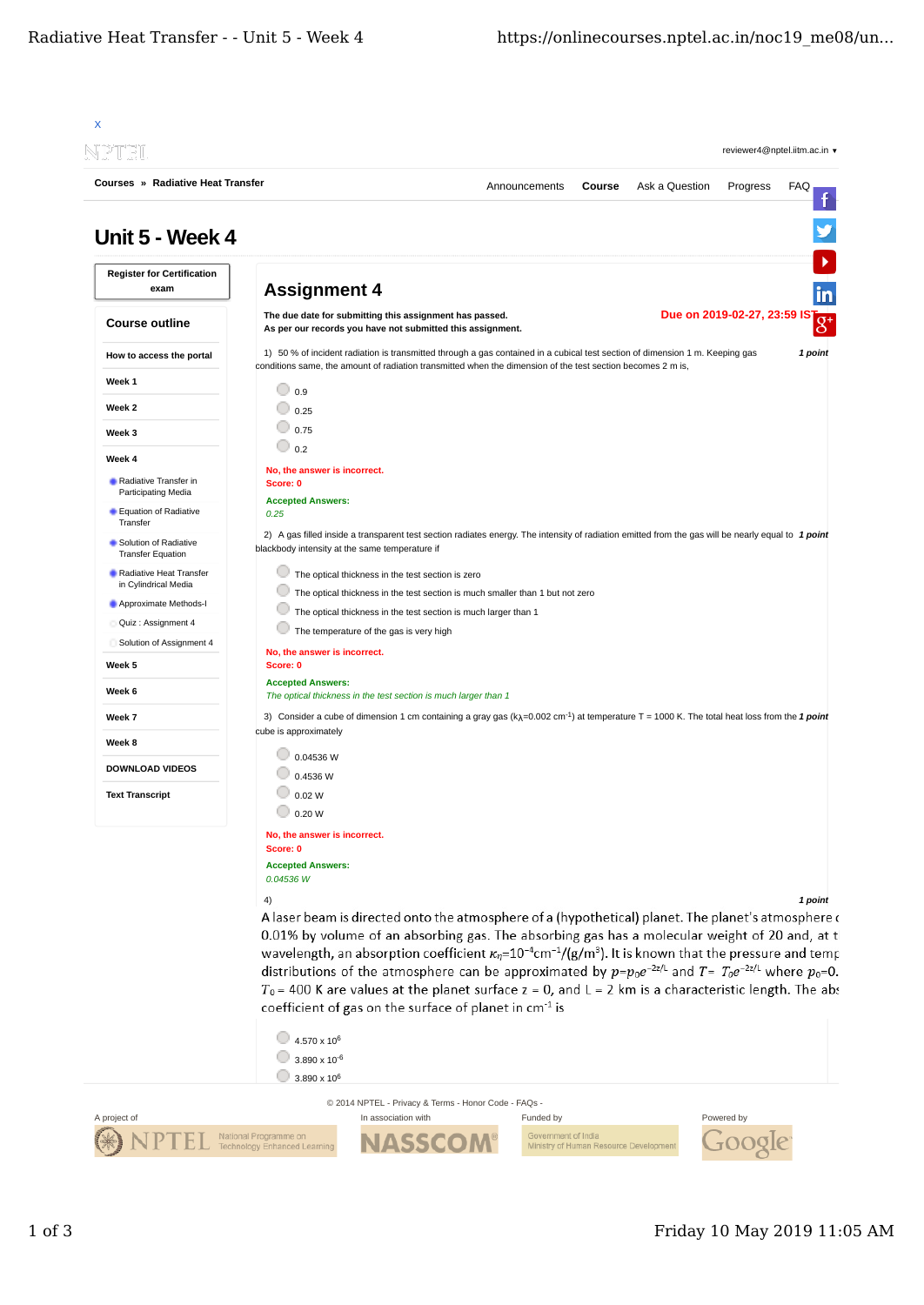X

NPTEL

reviewer4@nptel.iitm.ac.in ▾

**Courses » Radiative Heat Transfer**

Announcements | **Course** | Ask a Question | Progress | FAQ

# Unit 5 - Week 4

**Register for Certification exam**

## Course outline

- **How to access the portal**
- **Week 1**
- **Week 2**
- **Week 3**
- **Week 4**
  - Radiative Transfer in Participating Media
  - Equation of Radiative Transfer
  - Solution of Radiative Transfer Equation
  - Radiative Heat Transfer in Cylindrical Media
  - Approximate Methods-I
  - Quiz : Assignment 4
  - Solution of Assignment 4
- **Week 5**
- **Week 6**
- **Week 7**
- **Week 8**
- **DOWNLOAD VIDEOS**
- **Text Transcript**

## Assignment 4

**The due date for submitting this assignment has passed.**
**As per our records you have not submitted this assignment.**

**Due on 2019-02-27, 23:59 IST.**

1) 50 % of incident radiation is transmitted through a gas contained in a cubical test section of dimension 1 m. Keeping gas conditions same, the amount of radiation transmitted when the dimension of the test section becomes 2 m is, *1 point*

- 0.9
- 0.25
- 0.75
- 0.2

No, the answer is incorrect.
Score: 0

**Accepted Answers:**
*0.25*

2) A gas filled inside a transparent test section radiates energy. The intensity of radiation emitted from the gas will be nearly equal to blackbody intensity at the same temperature if *1 point*

- The optical thickness in the test section is zero
- The optical thickness in the test section is much smaller than 1 but not zero
- The optical thickness in the test section is much larger than 1
- The temperature of the gas is very high

No, the answer is incorrect.
Score: 0

**Accepted Answers:**
*The optical thickness in the test section is much larger than 1*

3) Consider a cube of dimension 1 cm containing a gray gas ($k_\lambda$=0.002 $cm^{-1}$) at temperature T = 1000 K. The total heat loss from the cube is approximately *1 point*

- 0.04536 W
- 0.4536 W
- 0.02 W
- 0.20 W

No, the answer is incorrect.
Score: 0

**Accepted Answers:**
*0.04536 W*

4) *1 point*

A laser beam is directed onto the atmosphere of a (hypothetical) planet. The planet's atmosphere c 0.01% by volume of an absorbing gas. The absorbing gas has a molecular weight of 20 and, at t wavelength, an absorption coefficient $\kappa_\eta$=$10^{-4}$$cm^{-1}$/(g/$m^3$). It is known that the pressure and temp distributions of the atmosphere can be approximated by $p$=$p_0e^{-2z/L}$ and $T$= $T_0e^{-2z/L}$ where $p_0$=0. $T_0$ = 400 K are values at the planet surface z = 0, and L = 2 km is a characteristic length. The abs coefficient of gas on the surface of planet in $cm^{-1}$ is

- 4.570 x $10^6$
- 3.890 x $10^{-6}$
- 3.890 x $10^6$

© 2014 NPTEL - Privacy & Terms - Honor Code - FAQs -

A project of NPTEL National Programme on Technology Enhanced Learning | In association with NASSCOM | Funded by Government of India Ministry of Human Resource Development | Powered by Google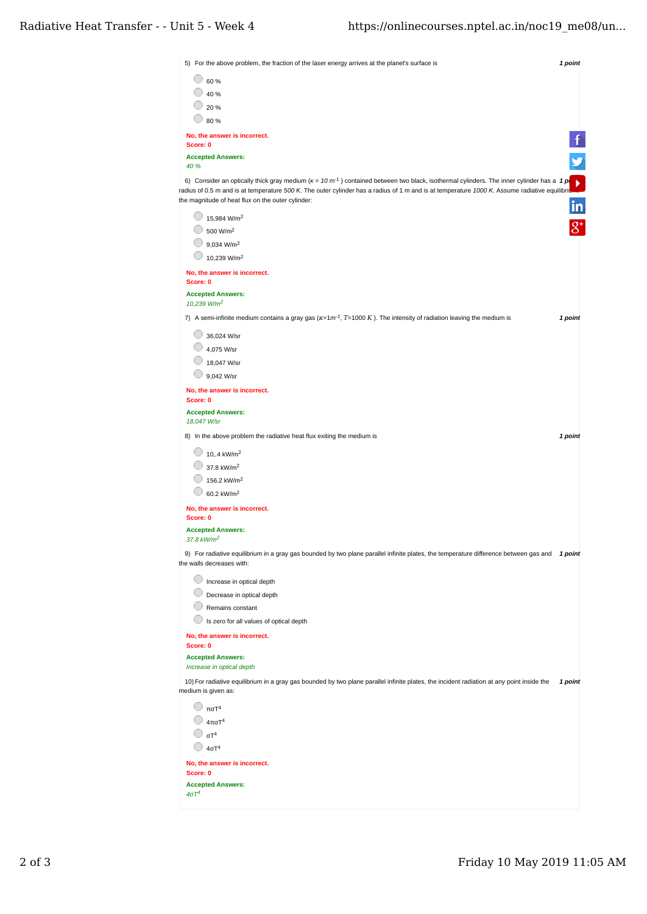5) For the above problem, the fraction of the laser energy arrives at the planet's surface is **1 point**

- 60 %
- 40 %
- 20 %
- 80 %

**No, the answer is incorrect.**
**Score: 0**

**Accepted Answers:**
*40 %*

6) Consider an optically thick gray medium ($\kappa = 10\ m^{-1}$) contained between two black, isothermal cylinders. The inner cylinder has a radius of 0.5 m and is at temperature *500 K*. The outer cylinder has a radius of 1 m and is at temperature *1000 K*. Assume radiative equilibrium, the magnitude of heat flux on the outer cylinder: **1 point**

- 15,984 $W/m^2$
- 500 $W/m^2$
- 9,034 $W/m^2$
- 10,239 $W/m^2$

**No, the answer is incorrect.**
**Score: 0**

**Accepted Answers:**
*10,239 $W/m^2$*

7) A semi-infinite medium contains a gray gas ($\kappa = 1 m^{-1}$, $T = 1000\ K$). The intensity of radiation leaving the medium is **1 point**

- 36,024 W/sr
- 4,075 W/sr
- 18,047 W/sr
- 9,042 W/sr

**No, the answer is incorrect.**
**Score: 0**

**Accepted Answers:**
*18,047 W/sr*

8) In the above problem the radiative heat flux exiting the medium is **1 point**

- 10,.4 $kW/m^2$
- 37.8 $kW/m^2$
- 156.2 $kW/m^2$
- 60.2 $kW/m^2$

**No, the answer is incorrect.**
**Score: 0**

**Accepted Answers:**
*37.8 $kW/m^2$*

9) For radiative equilibrium in a gray gas bounded by two plane parallel infinite plates, the temperature difference between gas and the walls decreases with: **1 point**

- Increase in optical depth
- Decrease in optical depth
- Remains constant
- Is zero for all values of optical depth

**No, the answer is incorrect.**
**Score: 0**

**Accepted Answers:**
*Increase in optical depth*

10) For radiative equilibrium in a gray gas bounded by two plane parallel infinite plates, the incident radiation at any point inside the medium is given as: **1 point**

- $\pi\sigma T^4$
- $4\pi\sigma T^4$
- $\sigma T^4$
- $4\sigma T^4$

**No, the answer is incorrect.**
**Score: 0**

**Accepted Answers:**
*$4\sigma T^4$*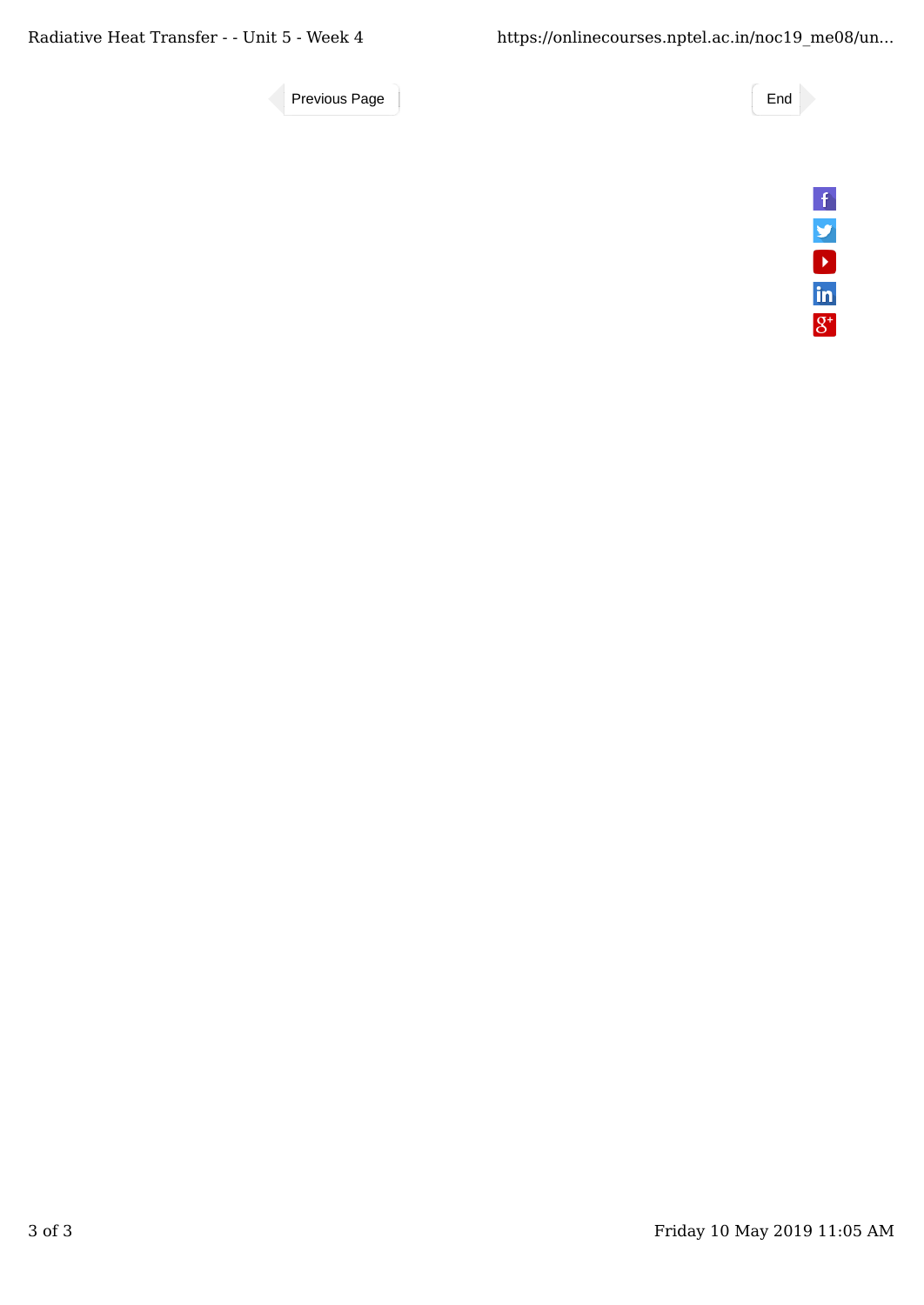Previous Page

End